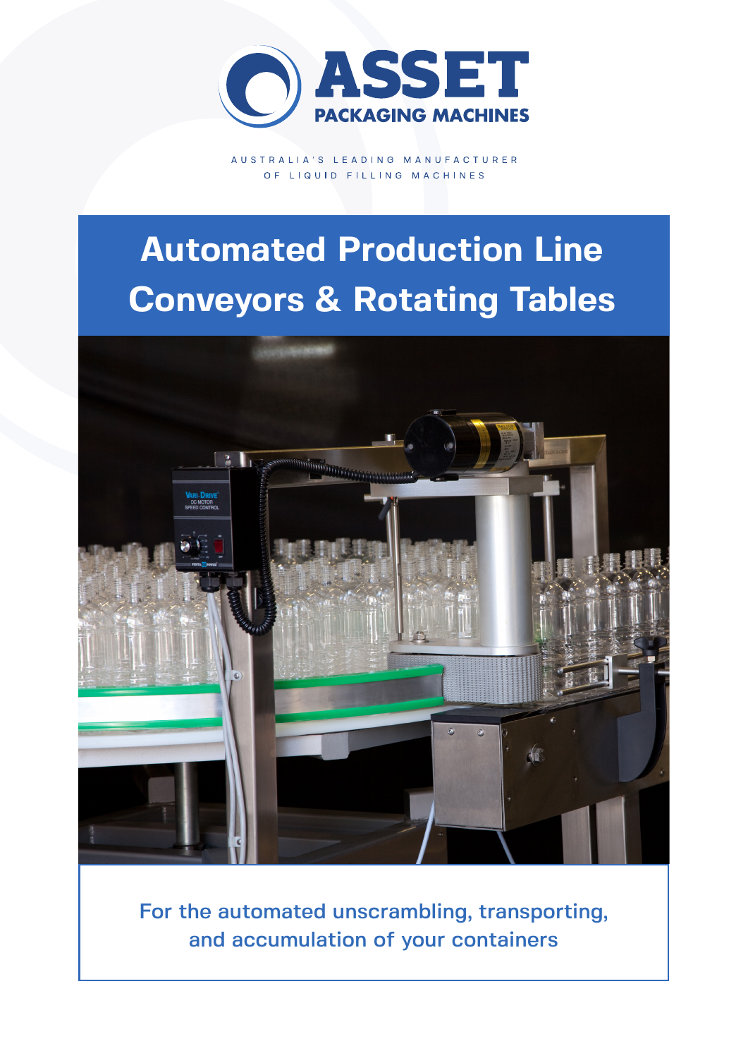# ASSET PACKAGING MACHINES

AUSTRALIA'S LEADING MANUFACTURER OF LIQUID FILLING MACHINES

# Automated Production Line Conveyors & Rotating Tables

For the automated unscrambling, transporting, and accumulation of your containers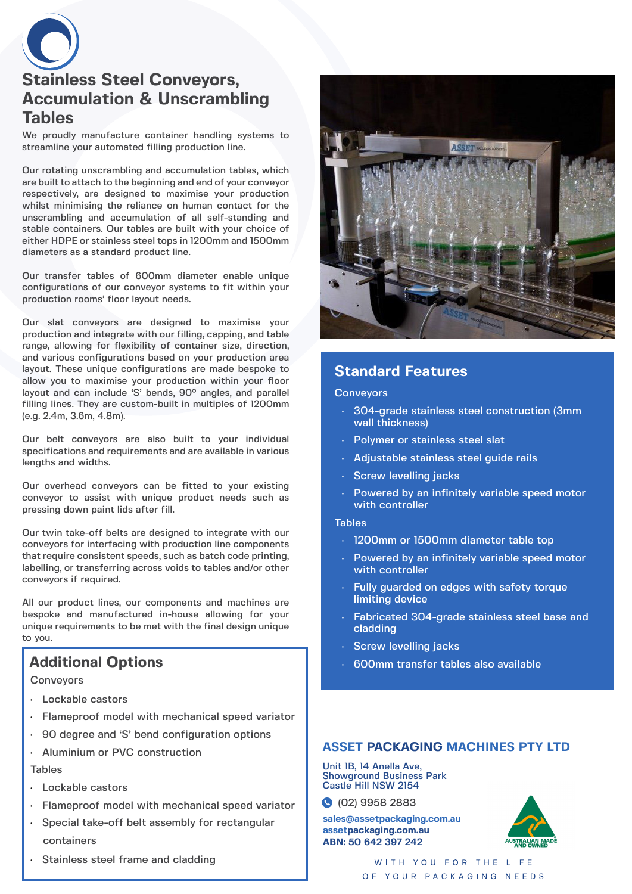# Stainless Steel Conveyors, Accumulation & Unscrambling Tables

We proudly manufacture container handling systems to streamline your automated filling production line.

Our rotating unscrambling and accumulation tables, which are built to attach to the beginning and end of your conveyor respectively, are designed to maximise your production whilst minimising the reliance on human contact for the unscrambling and accumulation of all self-standing and stable containers. Our tables are built with your choice of either HDPE or stainless steel tops in 1200mm and 1500mm diameters as a standard product line.

Our transfer tables of 600mm diameter enable unique configurations of our conveyor systems to fit within your production rooms' floor layout needs.

Our slat conveyors are designed to maximise your production and integrate with our filling, capping, and table range, allowing for flexibility of container size, direction, and various configurations based on your production area layout. These unique configurations are made bespoke to allow you to maximise your production within your floor layout and can include 'S' bends, 90° angles, and parallel filling lines. They are custom-built in multiples of 1200mm (e.g. 2.4m, 3.6m, 4.8m).

Our belt conveyors are also built to your individual specifications and requirements and are available in various lengths and widths.

Our overhead conveyors can be fitted to your existing conveyor to assist with unique product needs such as pressing down paint lids after fill.

Our twin take-off belts are designed to integrate with our conveyors for interfacing with production line components that require consistent speeds, such as batch code printing, labelling, or transferring across voids to tables and/or other conveyors if required.

All our product lines, our components and machines are bespoke and manufactured in-house allowing for your unique requirements to be met with the final design unique to you.

## Additional Options

Conveyors

- Lockable castors
- Flameproof model with mechanical speed variator
- 90 degree and 'S' bend configuration options
- Aluminium or PVC construction

Tables

- Lockable castors
- Flameproof model with mechanical speed variator
- Special take-off belt assembly for rectangular containers
- Stainless steel frame and cladding

## Standard Features

Conveyors

- 304-grade stainless steel construction (3mm wall thickness)
- Polymer or stainless steel slat
- Adjustable stainless steel guide rails
- Screw levelling jacks
- Powered by an infinitely variable speed motor with controller

Tables

- 1200mm or 1500mm diameter table top
- Powered by an infinitely variable speed motor with controller
- Fully guarded on edges with safety torque limiting device
- Fabricated 304-grade stainless steel base and cladding
- Screw levelling jacks
- 600mm transfer tables also available

## ASSET PACKAGING MACHINES PTY LTD

Unit 1B, 14 Anella Ave,
Showground Business Park
Castle Hill NSW 2154

(02) 9958 2883

sales@assetpackaging.com.au
assetpackaging.com.au
**ABN: 50 642 397 242**

AUSTRALIAN MADE AND OWNED

WITH YOU FOR THE LIFE OF YOUR PACKAGING NEEDS